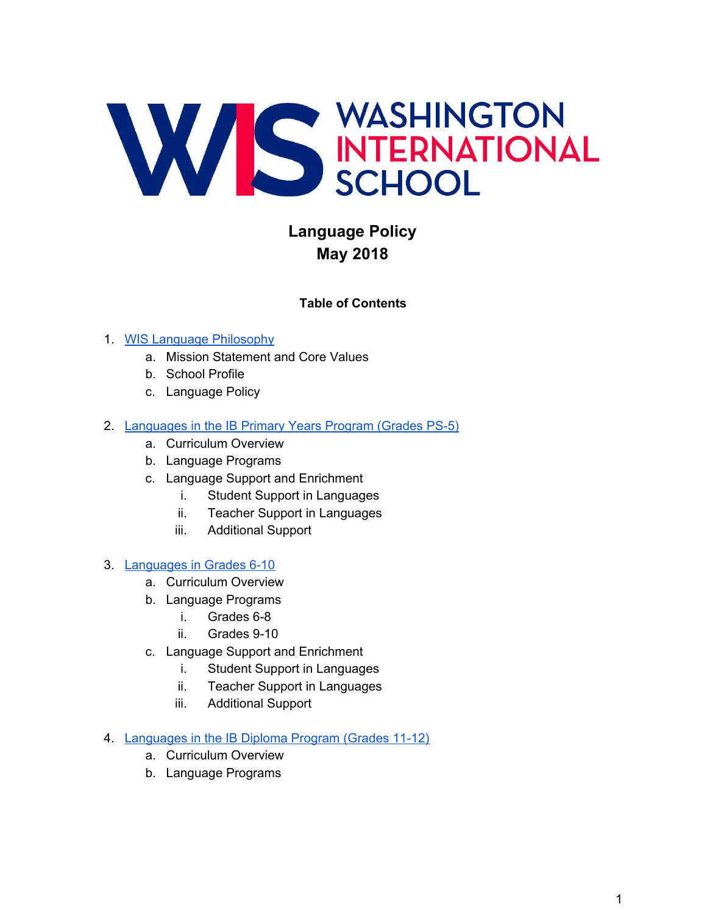WASHINGTON INTERNATIONAL SCHOOL

# Language Policy
# May 2018

**Table of Contents**

1. WIS Language Philosophy
    a. Mission Statement and Core Values
    b. School Profile
    c. Language Policy
2. Languages in the IB Primary Years Program (Grades PS-5)
    a. Curriculum Overview
    b. Language Programs
    c. Language Support and Enrichment
        i. Student Support in Languages
        ii. Teacher Support in Languages
        iii. Additional Support
3. Languages in Grades 6-10
    a. Curriculum Overview
    b. Language Programs
        i. Grades 6-8
        ii. Grades 9-10
    c. Language Support and Enrichment
        i. Student Support in Languages
        ii. Teacher Support in Languages
        iii. Additional Support
4. Languages in the IB Diploma Program (Grades 11-12)
    a. Curriculum Overview
    b. Language Programs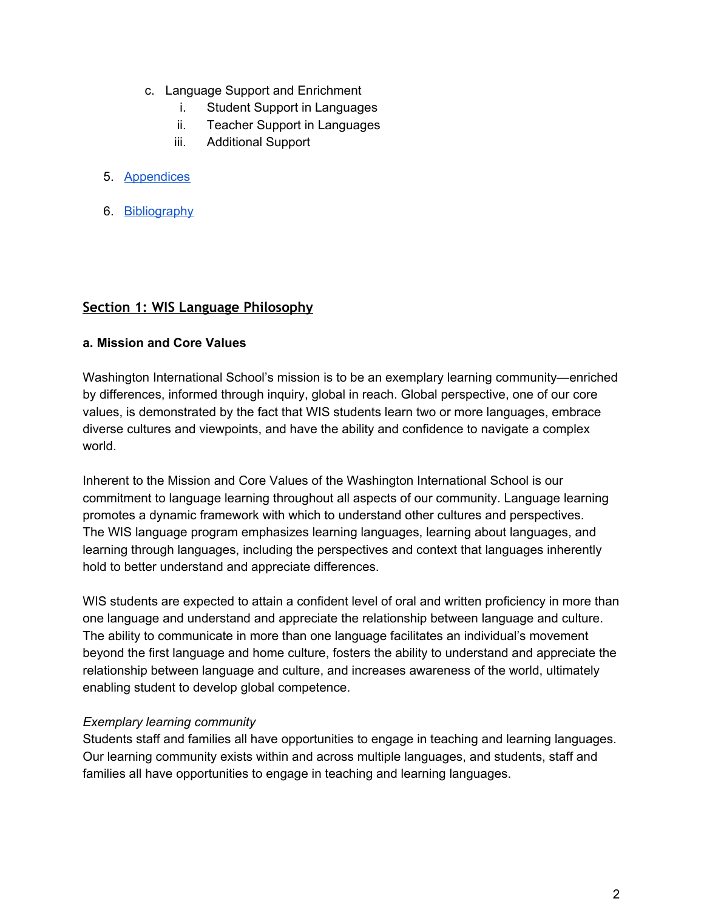c. Language Support and Enrichment
    i. Student Support in Languages
    ii. Teacher Support in Languages
    iii. Additional Support

5. [Appendices]()

6. [Bibliography]()

## Section 1: WIS Language Philosophy

**a. Mission and Core Values**

Washington International School's mission is to be an exemplary learning community—enriched by differences, informed through inquiry, global in reach. Global perspective, one of our core values, is demonstrated by the fact that WIS students learn two or more languages, embrace diverse cultures and viewpoints, and have the ability and confidence to navigate a complex world.

Inherent to the Mission and Core Values of the Washington International School is our commitment to language learning throughout all aspects of our community. Language learning promotes a dynamic framework with which to understand other cultures and perspectives. The WIS language program emphasizes learning languages, learning about languages, and learning through languages, including the perspectives and context that languages inherently hold to better understand and appreciate differences.

WIS students are expected to attain a confident level of oral and written proficiency in more than one language and understand and appreciate the relationship between language and culture. The ability to communicate in more than one language facilitates an individual's movement beyond the first language and home culture, fosters the ability to understand and appreciate the relationship between language and culture, and increases awareness of the world, ultimately enabling student to develop global competence.

*Exemplary learning community*
Students staff and families all have opportunities to engage in teaching and learning languages. Our learning community exists within and across multiple languages, and students, staff and families all have opportunities to engage in teaching and learning languages.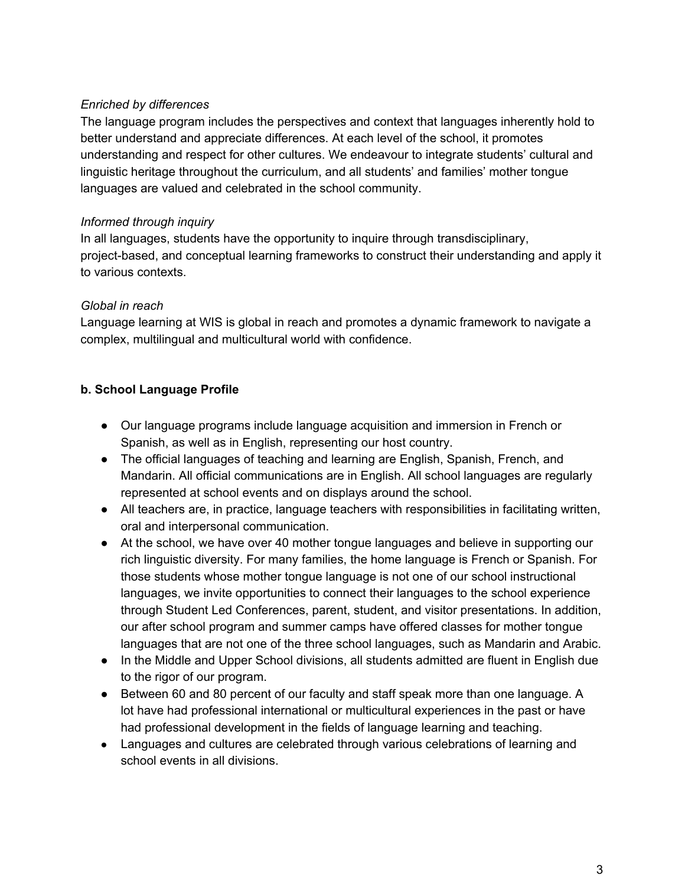*Enriched by differences*

The language program includes the perspectives and context that languages inherently hold to better understand and appreciate differences. At each level of the school, it promotes understanding and respect for other cultures. We endeavour to integrate students' cultural and linguistic heritage throughout the curriculum, and all students' and families' mother tongue languages are valued and celebrated in the school community.

*Informed through inquiry*

In all languages, students have the opportunity to inquire through transdisciplinary, project-based, and conceptual learning frameworks to construct their understanding and apply it to various contexts.

*Global in reach*

Language learning at WIS is global in reach and promotes a dynamic framework to navigate a complex, multilingual and multicultural world with confidence.

**b. School Language Profile**

- Our language programs include language acquisition and immersion in French or Spanish, as well as in English, representing our host country.
- The official languages of teaching and learning are English, Spanish, French, and Mandarin. All official communications are in English. All school languages are regularly represented at school events and on displays around the school.
- All teachers are, in practice, language teachers with responsibilities in facilitating written, oral and interpersonal communication.
- At the school, we have over 40 mother tongue languages and believe in supporting our rich linguistic diversity. For many families, the home language is French or Spanish. For those students whose mother tongue language is not one of our school instructional languages, we invite opportunities to connect their languages to the school experience through Student Led Conferences, parent, student, and visitor presentations. In addition, our after school program and summer camps have offered classes for mother tongue languages that are not one of the three school languages, such as Mandarin and Arabic.
- In the Middle and Upper School divisions, all students admitted are fluent in English due to the rigor of our program.
- Between 60 and 80 percent of our faculty and staff speak more than one language. A lot have had professional international or multicultural experiences in the past or have had professional development in the fields of language learning and teaching.
- Languages and cultures are celebrated through various celebrations of learning and school events in all divisions.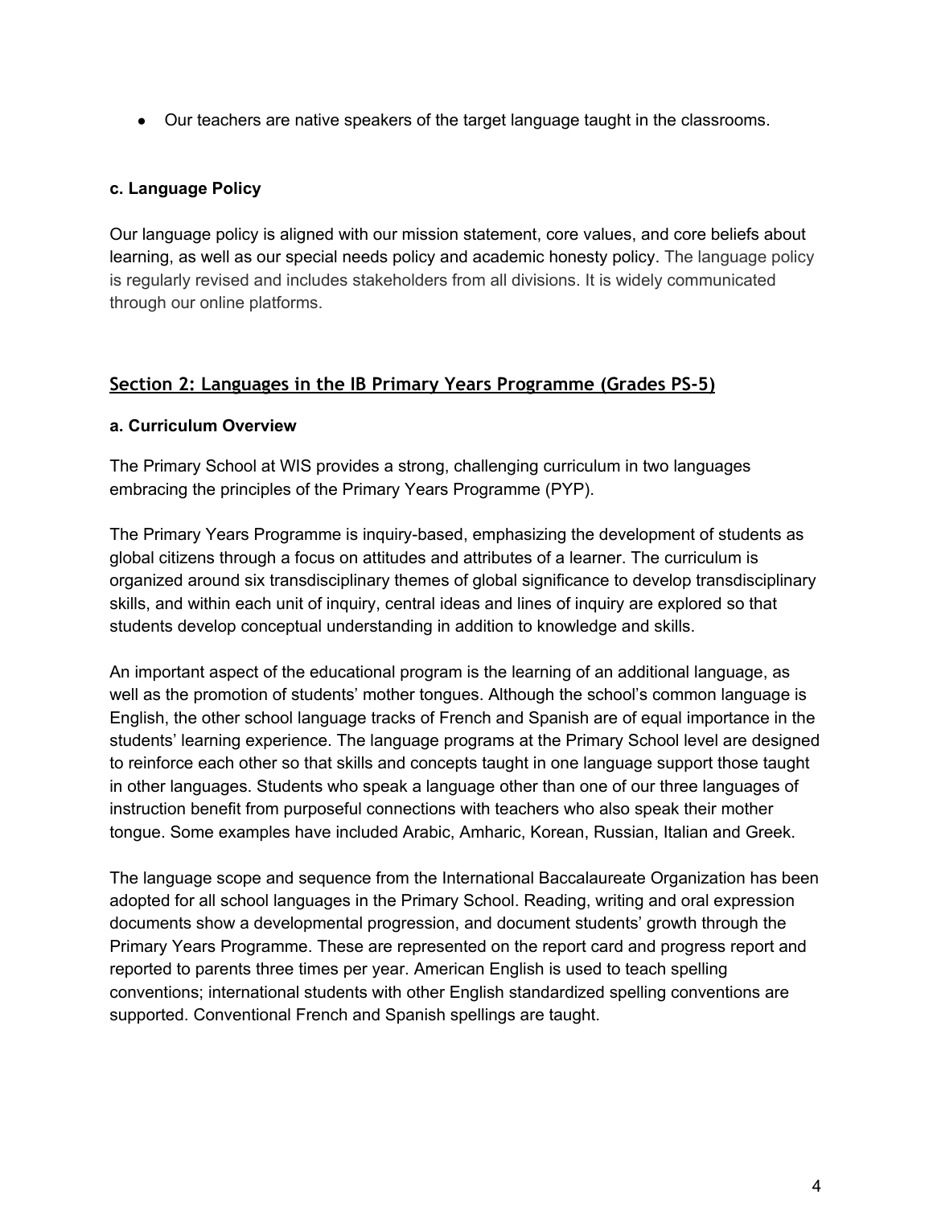- Our teachers are native speakers of the target language taught in the classrooms.

### c. Language Policy

Our language policy is aligned with our mission statement, core values, and core beliefs about learning, as well as our special needs policy and academic honesty policy. The language policy is regularly revised and includes stakeholders from all divisions. It is widely communicated through our online platforms.

## Section 2: Languages in the IB Primary Years Programme (Grades PS-5)

### a. Curriculum Overview

The Primary School at WIS provides a strong, challenging curriculum in two languages embracing the principles of the Primary Years Programme (PYP).

The Primary Years Programme is inquiry-based, emphasizing the development of students as global citizens through a focus on attitudes and attributes of a learner. The curriculum is organized around six transdisciplinary themes of global significance to develop transdisciplinary skills, and within each unit of inquiry, central ideas and lines of inquiry are explored so that students develop conceptual understanding in addition to knowledge and skills.

An important aspect of the educational program is the learning of an additional language, as well as the promotion of students' mother tongues. Although the school's common language is English, the other school language tracks of French and Spanish are of equal importance in the students' learning experience. The language programs at the Primary School level are designed to reinforce each other so that skills and concepts taught in one language support those taught in other languages. Students who speak a language other than one of our three languages of instruction benefit from purposeful connections with teachers who also speak their mother tongue. Some examples have included Arabic, Amharic, Korean, Russian, Italian and Greek.

The language scope and sequence from the International Baccalaureate Organization has been adopted for all school languages in the Primary School. Reading, writing and oral expression documents show a developmental progression, and document students' growth through the Primary Years Programme. These are represented on the report card and progress report and reported to parents three times per year. American English is used to teach spelling conventions; international students with other English standardized spelling conventions are supported. Conventional French and Spanish spellings are taught.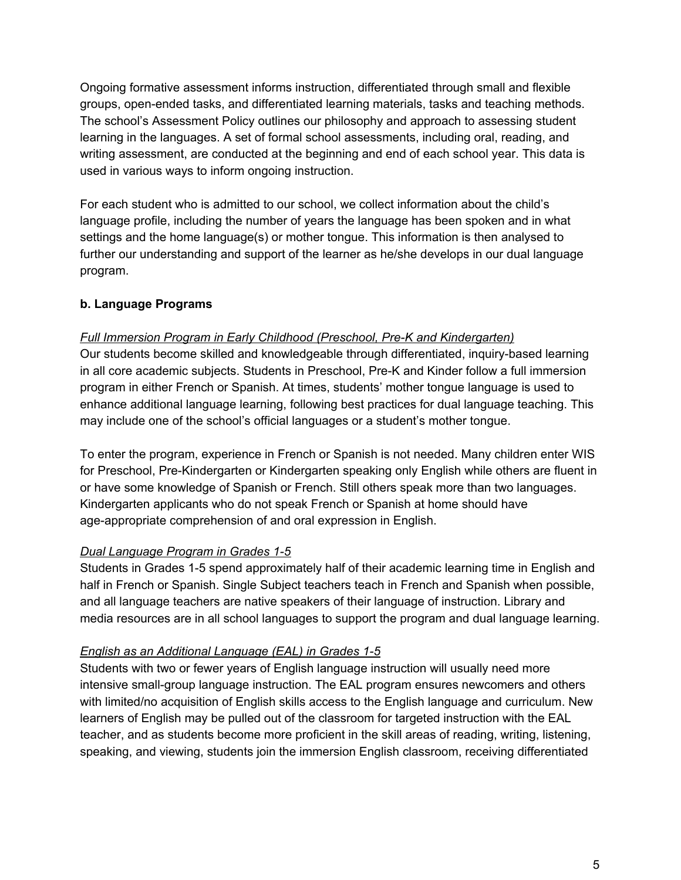Ongoing formative assessment informs instruction, differentiated through small and flexible groups, open-ended tasks, and differentiated learning materials, tasks and teaching methods. The school's Assessment Policy outlines our philosophy and approach to assessing student learning in the languages. A set of formal school assessments, including oral, reading, and writing assessment, are conducted at the beginning and end of each school year. This data is used in various ways to inform ongoing instruction.

For each student who is admitted to our school, we collect information about the child's language profile, including the number of years the language has been spoken and in what settings and the home language(s) or mother tongue. This information is then analysed to further our understanding and support of the learner as he/she develops in our dual language program.

**b. Language Programs**

*Full Immersion Program in Early Childhood (Preschool, Pre-K and Kindergarten)*

Our students become skilled and knowledgeable through differentiated, inquiry-based learning in all core academic subjects. Students in Preschool, Pre-K and Kinder follow a full immersion program in either French or Spanish. At times, students' mother tongue language is used to enhance additional language learning, following best practices for dual language teaching. This may include one of the school's official languages or a student's mother tongue.

To enter the program, experience in French or Spanish is not needed. Many children enter WIS for Preschool, Pre-Kindergarten or Kindergarten speaking only English while others are fluent in or have some knowledge of Spanish or French. Still others speak more than two languages. Kindergarten applicants who do not speak French or Spanish at home should have age-appropriate comprehension of and oral expression in English.

*Dual Language Program in Grades 1-5*

Students in Grades 1-5 spend approximately half of their academic learning time in English and half in French or Spanish. Single Subject teachers teach in French and Spanish when possible, and all language teachers are native speakers of their language of instruction. Library and media resources are in all school languages to support the program and dual language learning.

*English as an Additional Language (EAL) in Grades 1-5*

Students with two or fewer years of English language instruction will usually need more intensive small-group language instruction. The EAL program ensures newcomers and others with limited/no acquisition of English skills access to the English language and curriculum. New learners of English may be pulled out of the classroom for targeted instruction with the EAL teacher, and as students become more proficient in the skill areas of reading, writing, listening, speaking, and viewing, students join the immersion English classroom, receiving differentiated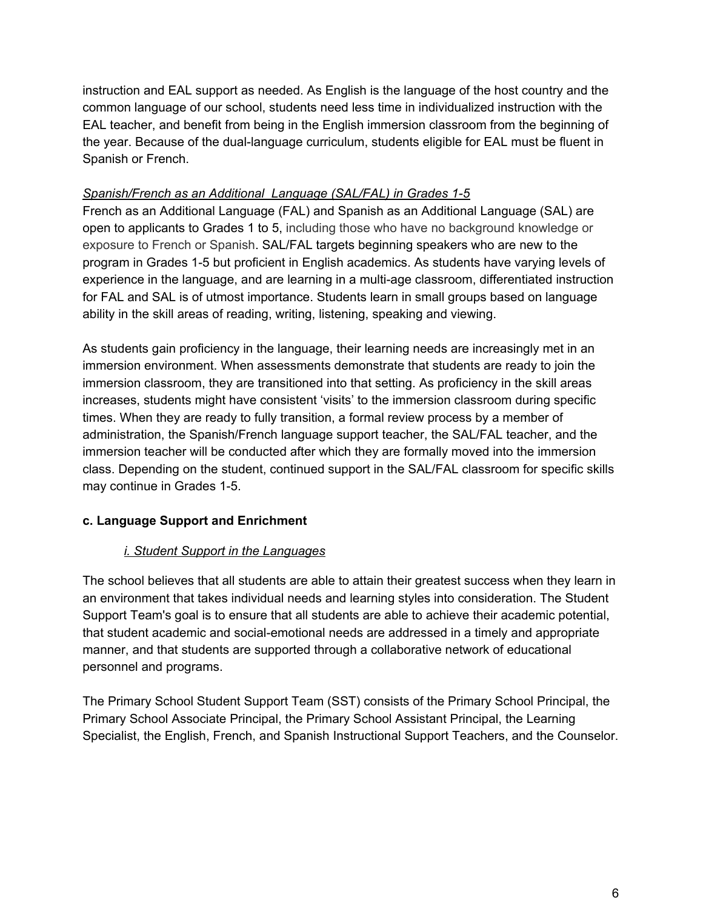instruction and EAL support as needed. As English is the language of the host country and the common language of our school, students need less time in individualized instruction with the EAL teacher, and benefit from being in the English immersion classroom from the beginning of the year. Because of the dual-language curriculum, students eligible for EAL must be fluent in Spanish or French.

*Spanish/French as an Additional  Language (SAL/FAL) in Grades 1-5*

French as an Additional Language (FAL) and Spanish as an Additional Language (SAL) are open to applicants to Grades 1 to 5, including those who have no background knowledge or exposure to French or Spanish. SAL/FAL targets beginning speakers who are new to the program in Grades 1-5 but proficient in English academics. As students have varying levels of experience in the language, and are learning in a multi-age classroom, differentiated instruction for FAL and SAL is of utmost importance. Students learn in small groups based on language ability in the skill areas of reading, writing, listening, speaking and viewing.

As students gain proficiency in the language, their learning needs are increasingly met in an immersion environment. When assessments demonstrate that students are ready to join the immersion classroom, they are transitioned into that setting. As proficiency in the skill areas increases, students might have consistent 'visits' to the immersion classroom during specific times. When they are ready to fully transition, a formal review process by a member of administration, the Spanish/French language support teacher, the SAL/FAL teacher, and the immersion teacher will be conducted after which they are formally moved into the immersion class. Depending on the student, continued support in the SAL/FAL classroom for specific skills may continue in Grades 1-5.

### c. Language Support and Enrichment

#### *i. Student Support in the Languages*

The school believes that all students are able to attain their greatest success when they learn in an environment that takes individual needs and learning styles into consideration. The Student Support Team's goal is to ensure that all students are able to achieve their academic potential, that student academic and social-emotional needs are addressed in a timely and appropriate manner, and that students are supported through a collaborative network of educational personnel and programs.

The Primary School Student Support Team (SST) consists of the Primary School Principal, the Primary School Associate Principal, the Primary School Assistant Principal, the Learning Specialist, the English, French, and Spanish Instructional Support Teachers, and the Counselor.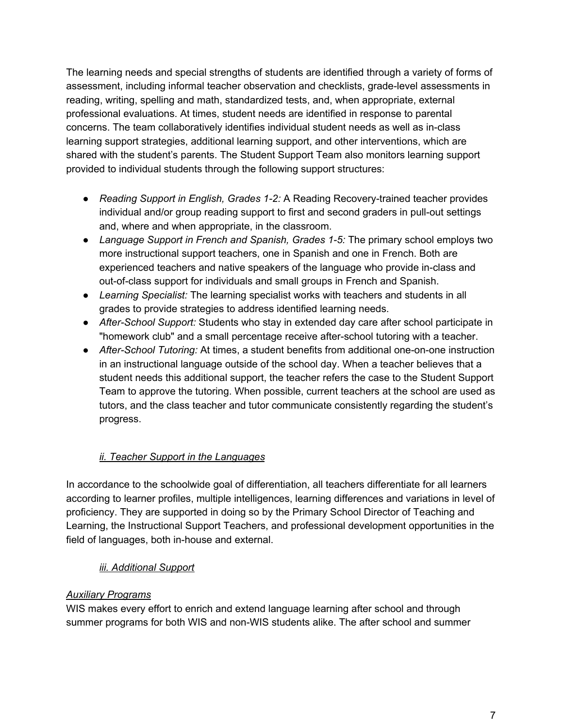The learning needs and special strengths of students are identified through a variety of forms of assessment, including informal teacher observation and checklists, grade-level assessments in reading, writing, spelling and math, standardized tests, and, when appropriate, external professional evaluations. At times, student needs are identified in response to parental concerns. The team collaboratively identifies individual student needs as well as in-class learning support strategies, additional learning support, and other interventions, which are shared with the student's parents. The Student Support Team also monitors learning support provided to individual students through the following support structures:

- *Reading Support in English, Grades 1-2:* A Reading Recovery-trained teacher provides individual and/or group reading support to first and second graders in pull-out settings and, where and when appropriate, in the classroom.
- *Language Support in French and Spanish, Grades 1-5:* The primary school employs two more instructional support teachers, one in Spanish and one in French. Both are experienced teachers and native speakers of the language who provide in-class and out-of-class support for individuals and small groups in French and Spanish.
- *Learning Specialist:* The learning specialist works with teachers and students in all grades to provide strategies to address identified learning needs.
- *After-School Support:* Students who stay in extended day care after school participate in "homework club" and a small percentage receive after-school tutoring with a teacher.
- *After-School Tutoring:* At times, a student benefits from additional one-on-one instruction in an instructional language outside of the school day. When a teacher believes that a student needs this additional support, the teacher refers the case to the Student Support Team to approve the tutoring. When possible, current teachers at the school are used as tutors, and the class teacher and tutor communicate consistently regarding the student's progress.

### *ii. Teacher Support in the Languages*

In accordance to the schoolwide goal of differentiation, all teachers differentiate for all learners according to learner profiles, multiple intelligences, learning differences and variations in level of proficiency. They are supported in doing so by the Primary School Director of Teaching and Learning, the Instructional Support Teachers, and professional development opportunities in the field of languages, both in-house and external.

### *iii. Additional Support*

#### *Auxiliary Programs*

WIS makes every effort to enrich and extend language learning after school and through summer programs for both WIS and non-WIS students alike. The after school and summer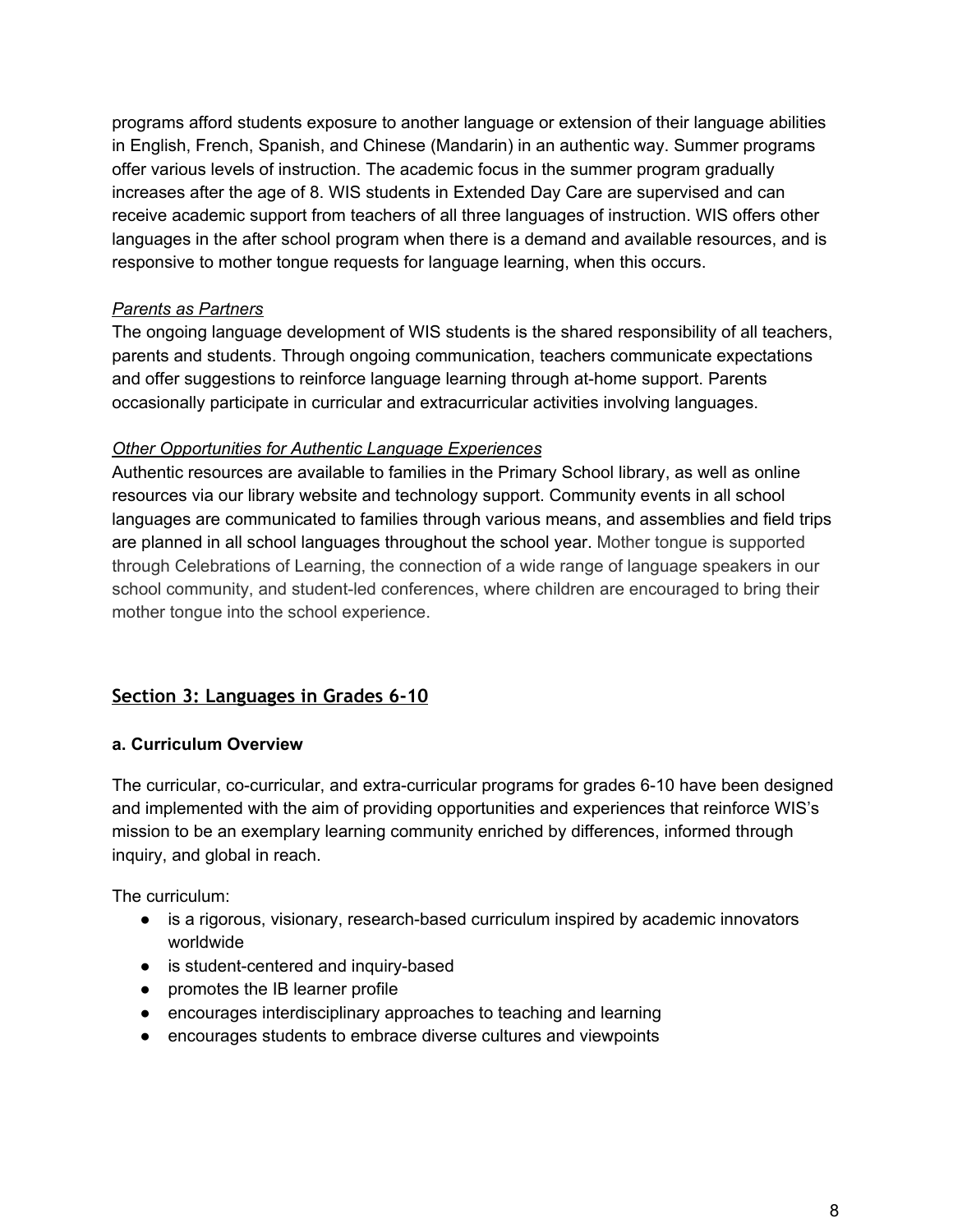programs afford students exposure to another language or extension of their language abilities in English, French, Spanish, and Chinese (Mandarin) in an authentic way. Summer programs offer various levels of instruction. The academic focus in the summer program gradually increases after the age of 8. WIS students in Extended Day Care are supervised and can receive academic support from teachers of all three languages of instruction. WIS offers other languages in the after school program when there is a demand and available resources, and is responsive to mother tongue requests for language learning, when this occurs.

*Parents as Partners*

The ongoing language development of WIS students is the shared responsibility of all teachers, parents and students. Through ongoing communication, teachers communicate expectations and offer suggestions to reinforce language learning through at-home support. Parents occasionally participate in curricular and extracurricular activities involving languages.

*Other Opportunities for Authentic Language Experiences*

Authentic resources are available to families in the Primary School library, as well as online resources via our library website and technology support. Community events in all school languages are communicated to families through various means, and assemblies and field trips are planned in all school languages throughout the school year. Mother tongue is supported through Celebrations of Learning, the connection of a wide range of language speakers in our school community, and student-led conferences, where children are encouraged to bring their mother tongue into the school experience.

## Section 3: Languages in Grades 6-10

### a. Curriculum Overview

The curricular, co-curricular, and extra-curricular programs for grades 6-10 have been designed and implemented with the aim of providing opportunities and experiences that reinforce WIS's mission to be an exemplary learning community enriched by differences, informed through inquiry, and global in reach.

The curriculum:

- is a rigorous, visionary, research-based curriculum inspired by academic innovators worldwide
- is student-centered and inquiry-based
- promotes the IB learner profile
- encourages interdisciplinary approaches to teaching and learning
- encourages students to embrace diverse cultures and viewpoints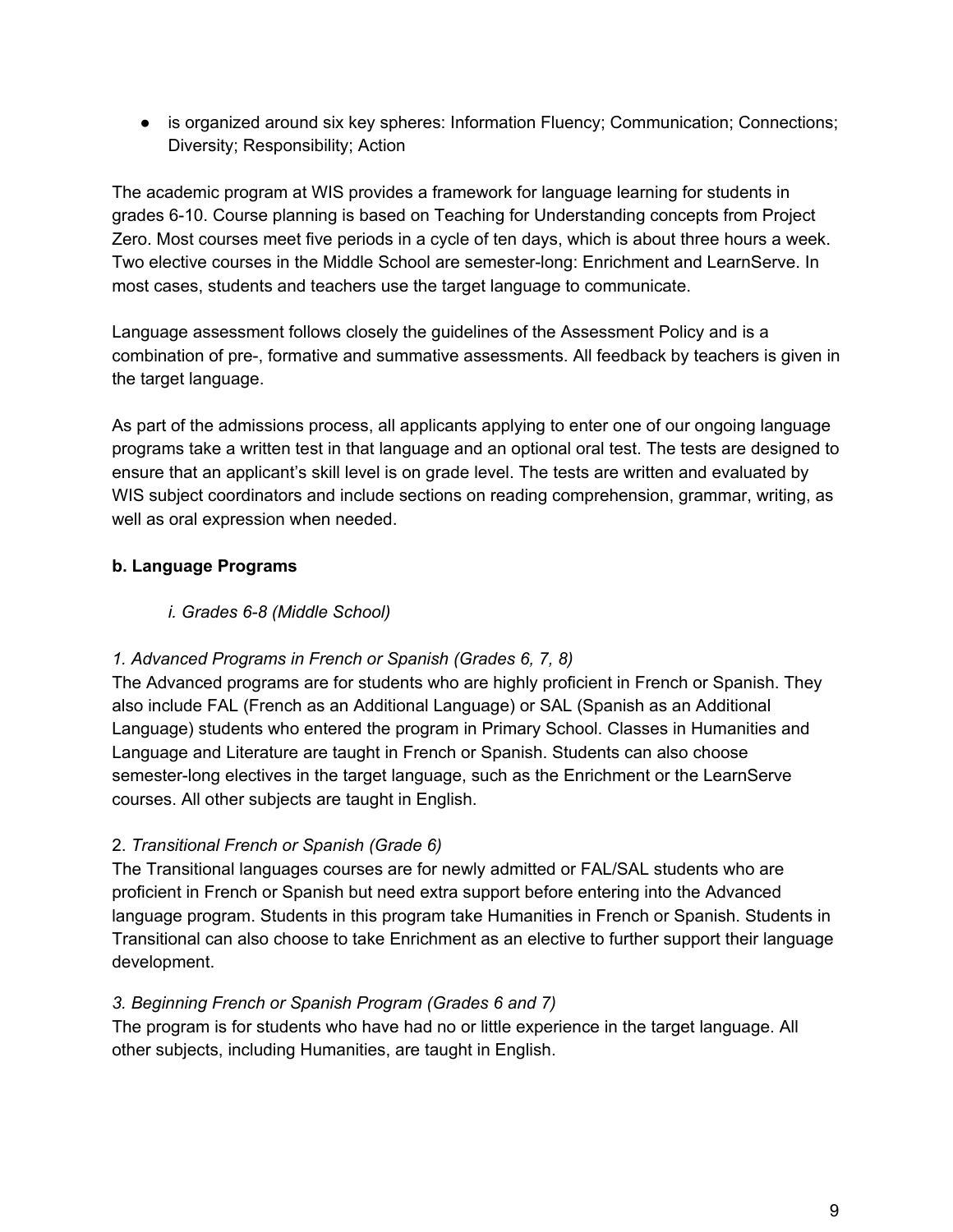- is organized around six key spheres: Information Fluency; Communication; Connections; Diversity; Responsibility; Action

The academic program at WIS provides a framework for language learning for students in grades 6-10. Course planning is based on Teaching for Understanding concepts from Project Zero. Most courses meet five periods in a cycle of ten days, which is about three hours a week. Two elective courses in the Middle School are semester-long: Enrichment and LearnServe. In most cases, students and teachers use the target language to communicate.

Language assessment follows closely the guidelines of the Assessment Policy and is a combination of pre-, formative and summative assessments. All feedback by teachers is given in the target language.

As part of the admissions process, all applicants applying to enter one of our ongoing language programs take a written test in that language and an optional oral test. The tests are designed to ensure that an applicant's skill level is on grade level. The tests are written and evaluated by WIS subject coordinators and include sections on reading comprehension, grammar, writing, as well as oral expression when needed.

**b. Language Programs**

*i. Grades 6-8 (Middle School)*

*1. Advanced Programs in French or Spanish (Grades 6, 7, 8)*

The Advanced programs are for students who are highly proficient in French or Spanish. They also include FAL (French as an Additional Language) or SAL (Spanish as an Additional Language) students who entered the program in Primary School. Classes in Humanities and Language and Literature are taught in French or Spanish. Students can also choose semester-long electives in the target language, such as the Enrichment or the LearnServe courses. All other subjects are taught in English.

2. *Transitional French or Spanish (Grade 6)*

The Transitional languages courses are for newly admitted or FAL/SAL students who are proficient in French or Spanish but need extra support before entering into the Advanced language program. Students in this program take Humanities in French or Spanish. Students in Transitional can also choose to take Enrichment as an elective to further support their language development.

*3. Beginning French or Spanish Program (Grades 6 and 7)*

The program is for students who have had no or little experience in the target language. All other subjects, including Humanities, are taught in English.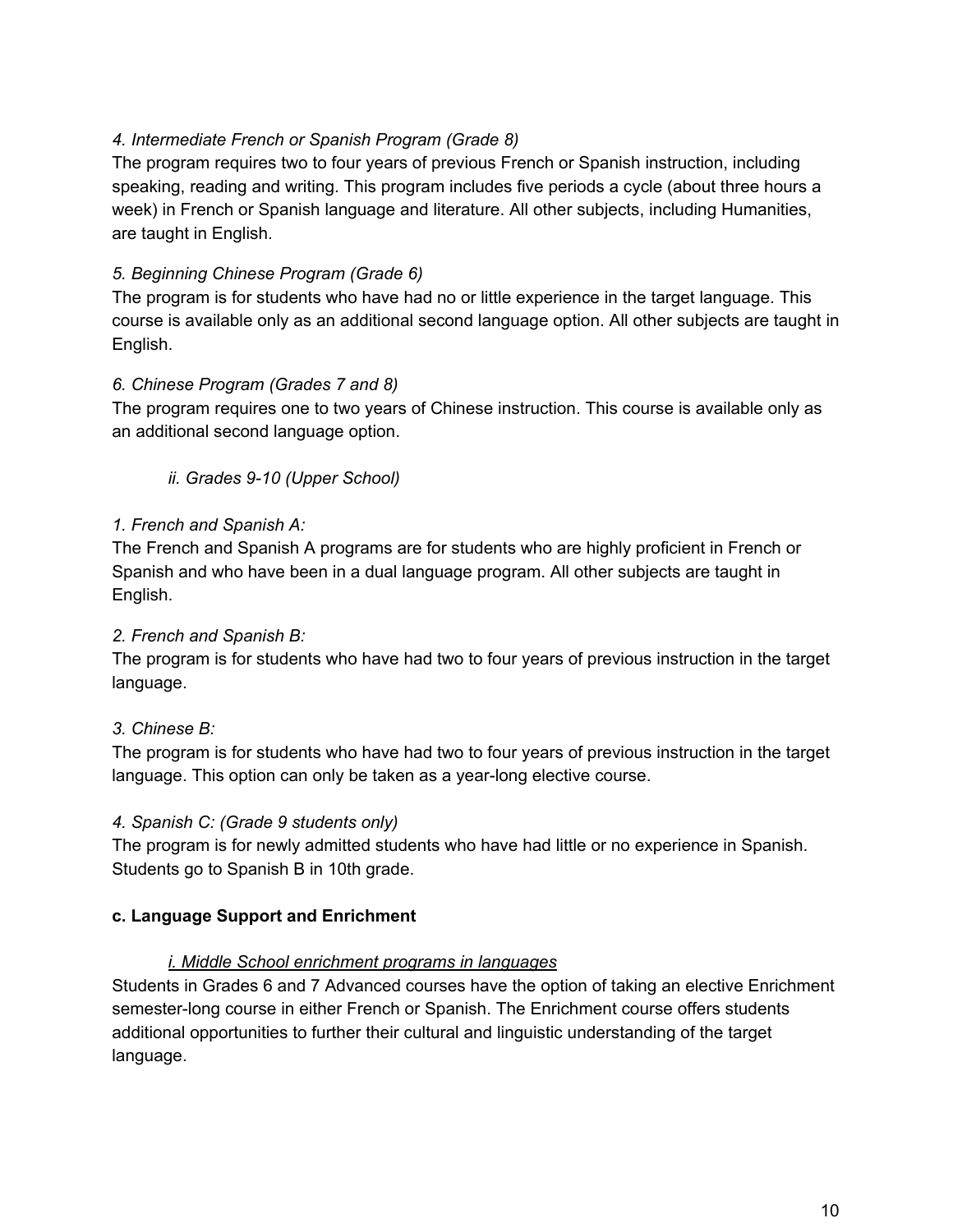*4. Intermediate French or Spanish Program (Grade 8)*
The program requires two to four years of previous French or Spanish instruction, including speaking, reading and writing. This program includes five periods a cycle (about three hours a week) in French or Spanish language and literature. All other subjects, including Humanities, are taught in English.

*5. Beginning Chinese Program (Grade 6)*
The program is for students who have had no or little experience in the target language. This course is available only as an additional second language option. All other subjects are taught in English.

*6. Chinese Program (Grades 7 and 8)*
The program requires one to two years of Chinese instruction. This course is available only as an additional second language option.

*ii. Grades 9-10 (Upper School)*

*1. French and Spanish A:*
The French and Spanish A programs are for students who are highly proficient in French or Spanish and who have been in a dual language program. All other subjects are taught in English.

*2. French and Spanish B:*
The program is for students who have had two to four years of previous instruction in the target language.

*3. Chinese B:*
The program is for students who have had two to four years of previous instruction in the target language. This option can only be taken as a year-long elective course.

*4. Spanish C: (Grade 9 students only)*
The program is for newly admitted students who have had little or no experience in Spanish. Students go to Spanish B in 10th grade.

**c. Language Support and Enrichment**

*i. Middle School enrichment programs in languages*

Students in Grades 6 and 7 Advanced courses have the option of taking an elective Enrichment semester-long course in either French or Spanish. The Enrichment course offers students additional opportunities to further their cultural and linguistic understanding of the target language.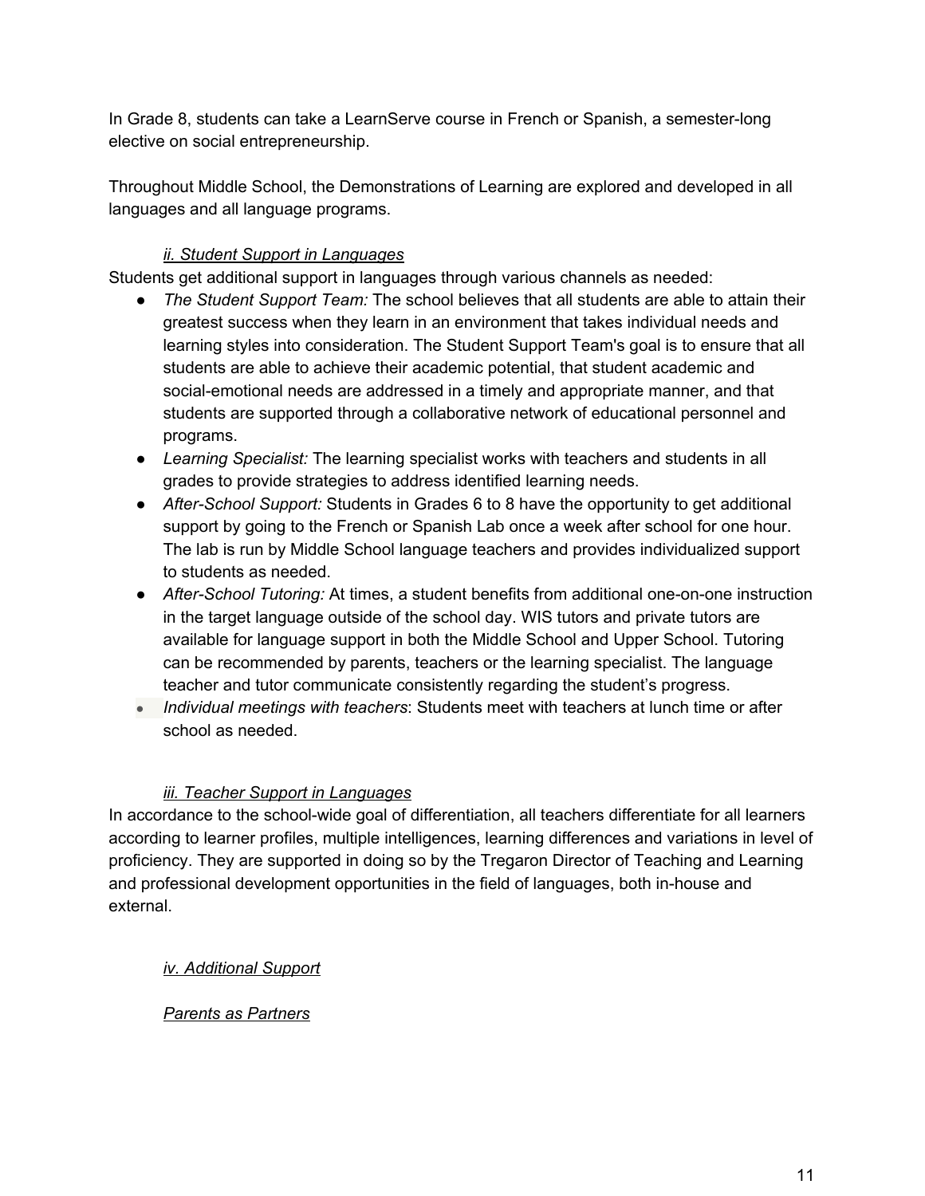In Grade 8, students can take a LearnServe course in French or Spanish, a semester-long elective on social entrepreneurship.

Throughout Middle School, the Demonstrations of Learning are explored and developed in all languages and all language programs.

### *ii. Student Support in Languages*

Students get additional support in languages through various channels as needed:

- *The Student Support Team:* The school believes that all students are able to attain their greatest success when they learn in an environment that takes individual needs and learning styles into consideration. The Student Support Team's goal is to ensure that all students are able to achieve their academic potential, that student academic and social-emotional needs are addressed in a timely and appropriate manner, and that students are supported through a collaborative network of educational personnel and programs.
- *Learning Specialist:* The learning specialist works with teachers and students in all grades to provide strategies to address identified learning needs.
- *After-School Support:* Students in Grades 6 to 8 have the opportunity to get additional support by going to the French or Spanish Lab once a week after school for one hour. The lab is run by Middle School language teachers and provides individualized support to students as needed.
- *After-School Tutoring:* At times, a student benefits from additional one-on-one instruction in the target language outside of the school day. WIS tutors and private tutors are available for language support in both the Middle School and Upper School. Tutoring can be recommended by parents, teachers or the learning specialist. The language teacher and tutor communicate consistently regarding the student's progress.
- *Individual meetings with teachers*: Students meet with teachers at lunch time or after school as needed.

### *iii. Teacher Support in Languages*

In accordance to the school-wide goal of differentiation, all teachers differentiate for all learners according to learner profiles, multiple intelligences, learning differences and variations in level of proficiency. They are supported in doing so by the Tregaron Director of Teaching and Learning and professional development opportunities in the field of languages, both in-house and external.

### *iv. Additional Support*

#### *Parents as Partners*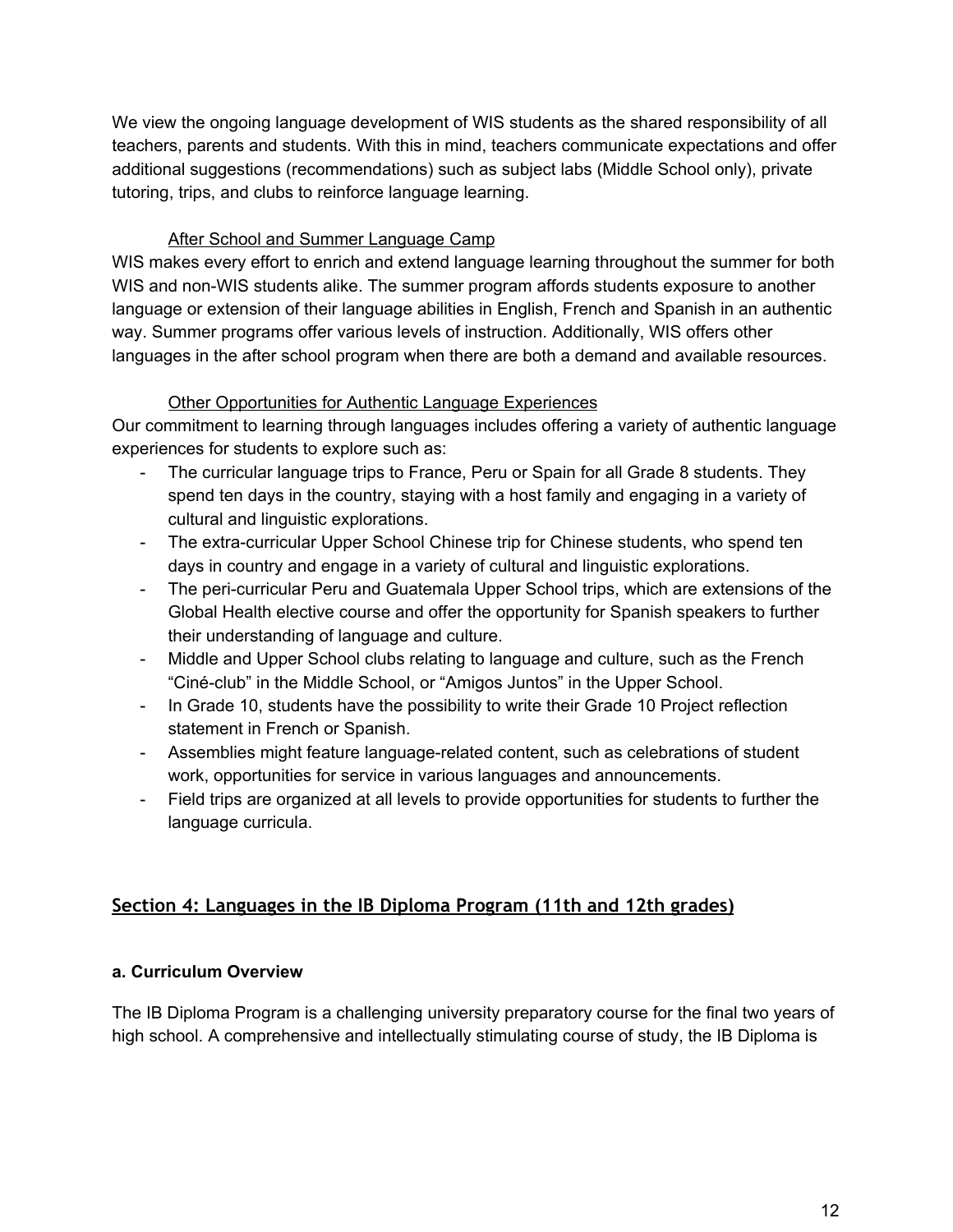We view the ongoing language development of WIS students as the shared responsibility of all teachers, parents and students. With this in mind, teachers communicate expectations and offer additional suggestions (recommendations) such as subject labs (Middle School only), private tutoring, trips, and clubs to reinforce language learning.

After School and Summer Language Camp

WIS makes every effort to enrich and extend language learning throughout the summer for both WIS and non-WIS students alike. The summer program affords students exposure to another language or extension of their language abilities in English, French and Spanish in an authentic way. Summer programs offer various levels of instruction. Additionally, WIS offers other languages in the after school program when there are both a demand and available resources.

Other Opportunities for Authentic Language Experiences

Our commitment to learning through languages includes offering a variety of authentic language experiences for students to explore such as:

- The curricular language trips to France, Peru or Spain for all Grade 8 students. They spend ten days in the country, staying with a host family and engaging in a variety of cultural and linguistic explorations.
- The extra-curricular Upper School Chinese trip for Chinese students, who spend ten days in country and engage in a variety of cultural and linguistic explorations.
- The peri-curricular Peru and Guatemala Upper School trips, which are extensions of the Global Health elective course and offer the opportunity for Spanish speakers to further their understanding of language and culture.
- Middle and Upper School clubs relating to language and culture, such as the French "Ciné-club" in the Middle School, or "Amigos Juntos" in the Upper School.
- In Grade 10, students have the possibility to write their Grade 10 Project reflection statement in French or Spanish.
- Assemblies might feature language-related content, such as celebrations of student work, opportunities for service in various languages and announcements.
- Field trips are organized at all levels to provide opportunities for students to further the language curricula.

## Section 4: Languages in the IB Diploma Program (11th and 12th grades)

### a. Curriculum Overview

The IB Diploma Program is a challenging university preparatory course for the final two years of high school. A comprehensive and intellectually stimulating course of study, the IB Diploma is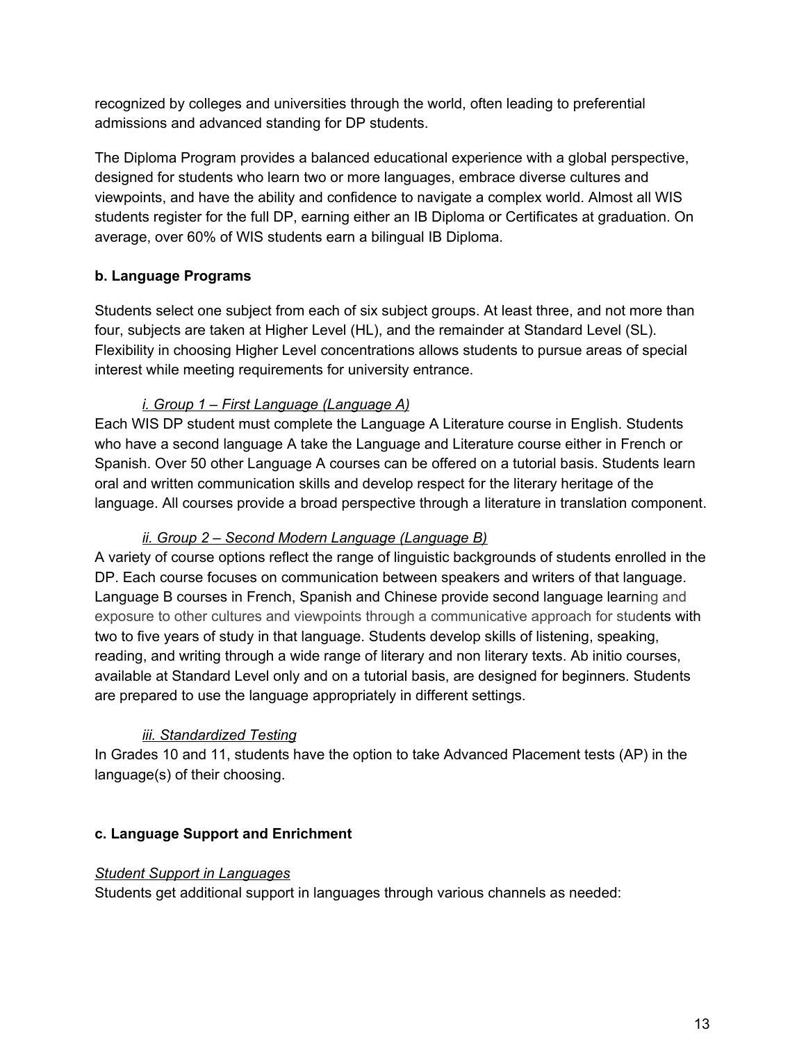recognized by colleges and universities through the world, often leading to preferential admissions and advanced standing for DP students.

The Diploma Program provides a balanced educational experience with a global perspective, designed for students who learn two or more languages, embrace diverse cultures and viewpoints, and have the ability and confidence to navigate a complex world. Almost all WIS students register for the full DP, earning either an IB Diploma or Certificates at graduation. On average, over 60% of WIS students earn a bilingual IB Diploma.

**b. Language Programs**

Students select one subject from each of six subject groups. At least three, and not more than four, subjects are taken at Higher Level (HL), and the remainder at Standard Level (SL). Flexibility in choosing Higher Level concentrations allows students to pursue areas of special interest while meeting requirements for university entrance.

*i. Group 1 – First Language (Language A)*

Each WIS DP student must complete the Language A Literature course in English. Students who have a second language A take the Language and Literature course either in French or Spanish. Over 50 other Language A courses can be offered on a tutorial basis. Students learn oral and written communication skills and develop respect for the literary heritage of the language. All courses provide a broad perspective through a literature in translation component.

*ii. Group 2 – Second Modern Language (Language B)*

A variety of course options reflect the range of linguistic backgrounds of students enrolled in the DP. Each course focuses on communication between speakers and writers of that language. Language B courses in French, Spanish and Chinese provide second language learning and exposure to other cultures and viewpoints through a communicative approach for students with two to five years of study in that language. Students develop skills of listening, speaking, reading, and writing through a wide range of literary and non literary texts. Ab initio courses, available at Standard Level only and on a tutorial basis, are designed for beginners. Students are prepared to use the language appropriately in different settings.

*iii. Standardized Testing*

In Grades 10 and 11, students have the option to take Advanced Placement tests (AP) in the language(s) of their choosing.

**c. Language Support and Enrichment**

*Student Support in Languages*

Students get additional support in languages through various channels as needed: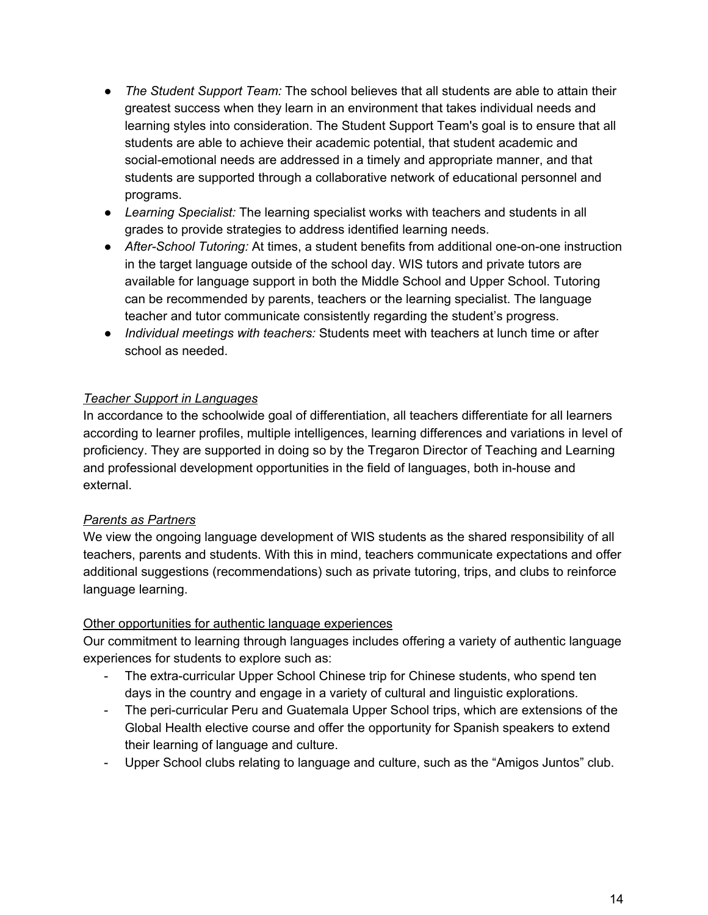- *The Student Support Team:* The school believes that all students are able to attain their greatest success when they learn in an environment that takes individual needs and learning styles into consideration. The Student Support Team's goal is to ensure that all students are able to achieve their academic potential, that student academic and social-emotional needs are addressed in a timely and appropriate manner, and that students are supported through a collaborative network of educational personnel and programs.
- *Learning Specialist:* The learning specialist works with teachers and students in all grades to provide strategies to address identified learning needs.
- *After-School Tutoring:* At times, a student benefits from additional one-on-one instruction in the target language outside of the school day. WIS tutors and private tutors are available for language support in both the Middle School and Upper School. Tutoring can be recommended by parents, teachers or the learning specialist. The language teacher and tutor communicate consistently regarding the student's progress.
- *Individual meetings with teachers:* Students meet with teachers at lunch time or after school as needed.

<u>*Teacher Support in Languages*</u>

In accordance to the schoolwide goal of differentiation, all teachers differentiate for all learners according to learner profiles, multiple intelligences, learning differences and variations in level of proficiency. They are supported in doing so by the Tregaron Director of Teaching and Learning and professional development opportunities in the field of languages, both in-house and external.

<u>*Parents as Partners*</u>

We view the ongoing language development of WIS students as the shared responsibility of all teachers, parents and students. With this in mind, teachers communicate expectations and offer additional suggestions (recommendations) such as private tutoring, trips, and clubs to reinforce language learning.

<u>Other opportunities for authentic language experiences</u>

Our commitment to learning through languages includes offering a variety of authentic language experiences for students to explore such as:

- The extra-curricular Upper School Chinese trip for Chinese students, who spend ten days in the country and engage in a variety of cultural and linguistic explorations.
- The peri-curricular Peru and Guatemala Upper School trips, which are extensions of the Global Health elective course and offer the opportunity for Spanish speakers to extend their learning of language and culture.
- Upper School clubs relating to language and culture, such as the "Amigos Juntos" club.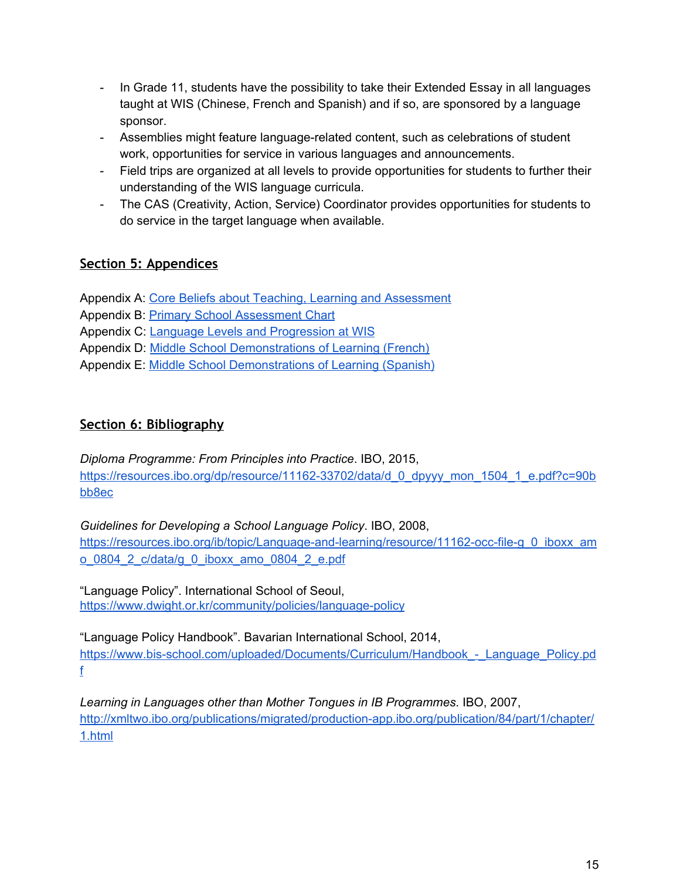- In Grade 11, students have the possibility to take their Extended Essay in all languages taught at WIS (Chinese, French and Spanish) and if so, are sponsored by a language sponsor.
- Assemblies might feature language-related content, such as celebrations of student work, opportunities for service in various languages and announcements.
- Field trips are organized at all levels to provide opportunities for students to further their understanding of the WIS language curricula.
- The CAS (Creativity, Action, Service) Coordinator provides opportunities for students to do service in the target language when available.

## Section 5: Appendices

Appendix A: Core Beliefs about Teaching, Learning and Assessment
Appendix B: Primary School Assessment Chart
Appendix C: Language Levels and Progression at WIS
Appendix D: Middle School Demonstrations of Learning (French)
Appendix E: Middle School Demonstrations of Learning (Spanish)

## Section 6: Bibliography

*Diploma Programme: From Principles into Practice*. IBO, 2015, https://resources.ibo.org/dp/resource/11162-33702/data/d_0_dpyyy_mon_1504_1_e.pdf?c=90bbb8ec

*Guidelines for Developing a School Language Policy*. IBO, 2008, https://resources.ibo.org/ib/topic/Language-and-learning/resource/11162-occ-file-g_0_iboxx_amo_0804_2_c/data/g_0_iboxx_amo_0804_2_e.pdf

"Language Policy". International School of Seoul, https://www.dwight.or.kr/community/policies/language-policy

"Language Policy Handbook". Bavarian International School, 2014, https://www.bis-school.com/uploaded/Documents/Curriculum/Handbook_-_Language_Policy.pdf

*Learning in Languages other than Mother Tongues in IB Programmes*. IBO, 2007, http://xmltwo.ibo.org/publications/migrated/production-app.ibo.org/publication/84/part/1/chapter/1.html